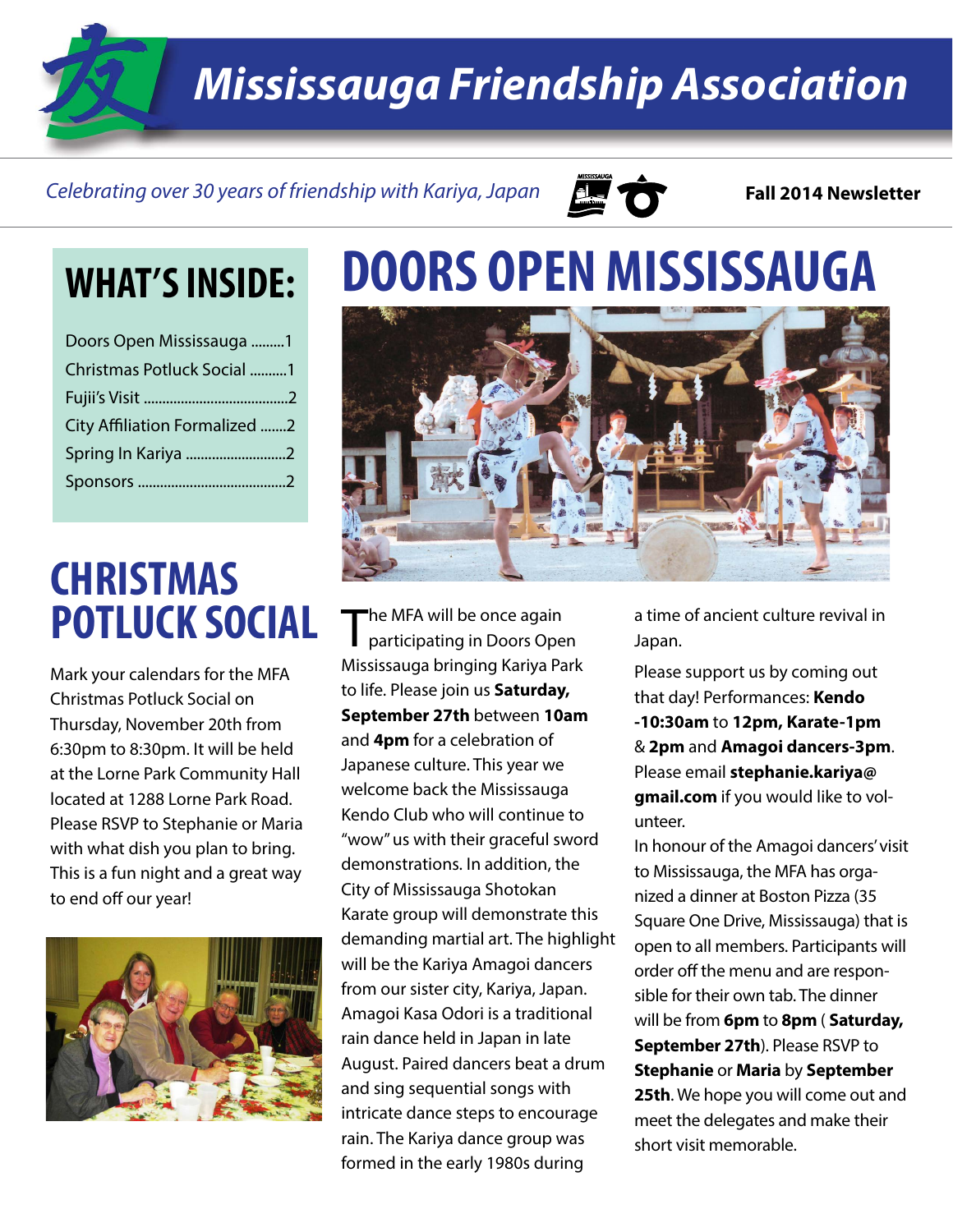# Mississauga Friendship Association

*Celebrating over 30 years of friendship with Kariya, Japan*

**Fall 2014 Newsletter**

## WHAT'S INSIDE:

- Doors Open Mississauga .........1
- Christmas Potluck Social ..........1
- Fujii's Visit .......................................2
- City Affiliation Formalized .......2
- Spring In Kariya ...........................2
- Sponsors ........................................2

## DOORS OPEN MISSISSAUGA

The MFA will be once again participating in Doors Open Mississauga bringing Kariya Park to life. Please join us **Saturday, September 27th** between **10am** and **4pm** for a celebration of Japanese culture. This year we welcome back the Mississauga Kendo Club who will continue to "wow" us with their graceful sword demonstrations. In addition, the City of Mississauga Shotokan Karate group will demonstrate this demanding martial art. The highlight will be the Kariya Amagoi dancers from our sister city, Kariya, Japan. Amagoi Kasa Odori is a traditional rain dance held in Japan in late August. Paired dancers beat a drum and sing sequential songs with intricate dance steps to encourage rain. The Kariya dance group was formed in the early 1980s during a time of ancient culture revival in Japan.

Please support us by coming out that day! Performances: **Kendo -10:30am** to **12pm, Karate-1pm** & **2pm** and **Amagoi dancers-3pm**. Please email **stephanie.kariya@gmail.com** if you would like to volunteer.

In honour of the Amagoi dancers' visit to Mississauga, the MFA has organized a dinner at Boston Pizza (35 Square One Drive, Mississauga) that is open to all members. Participants will order off the menu and are responsible for their own tab. The dinner will be from **6pm** to **8pm** ( **Saturday, September 27th**). Please RSVP to **Stephanie** or **Maria** by **September 25th**. We hope you will come out and meet the delegates and make their short visit memorable.

## CHRISTMAS POTLUCK SOCIAL

Mark your calendars for the MFA Christmas Potluck Social on Thursday, November 20th from 6:30pm to 8:30pm. It will be held at the Lorne Park Community Hall located at 1288 Lorne Park Road. Please RSVP to Stephanie or Maria with what dish you plan to bring. This is a fun night and a great way to end off our year!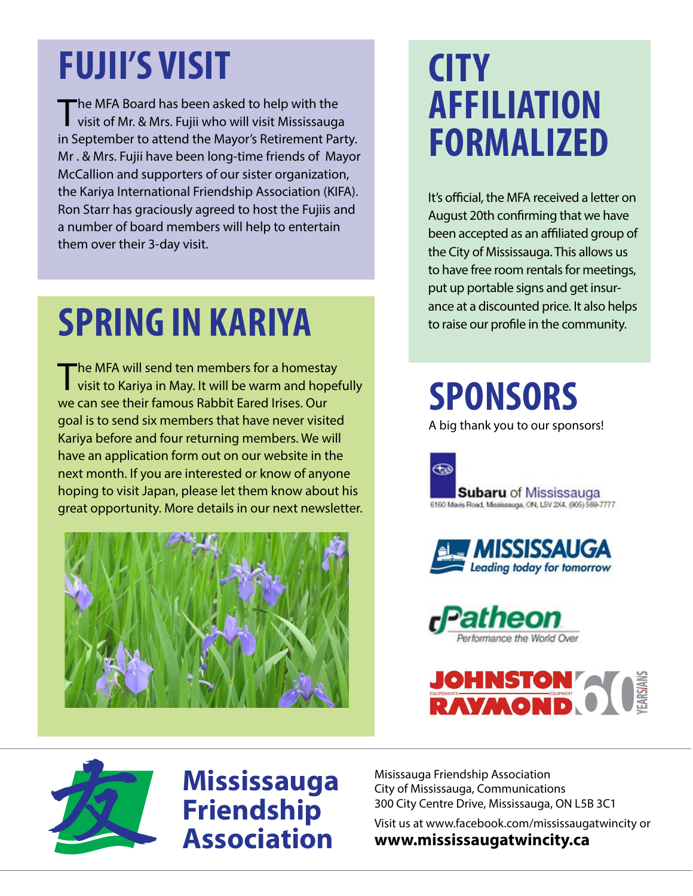# FUJII'S VISIT

The MFA Board has been asked to help with the visit of Mr. & Mrs. Fujii who will visit Mississauga in September to attend the Mayor's Retirement Party. Mr . & Mrs. Fujii have been long-time friends of Mayor McCallion and supporters of our sister organization, the Kariya International Friendship Association (KIFA). Ron Starr has graciously agreed to host the Fujiis and a number of board members will help to entertain them over their 3-day visit.

# SPRING IN KARIYA

The MFA will send ten members for a homestay visit to Kariya in May. It will be warm and hopefully we can see their famous Rabbit Eared Irises. Our goal is to send six members that have never visited Kariya before and four returning members. We will have an application form out on our website in the next month. If you are interested or know of anyone hoping to visit Japan, please let them know about his great opportunity. More details in our next newsletter.

# CITY AFFILIATION FORMALIZED

It's official, the MFA received a letter on August 20th confirming that we have been accepted as an affiliated group of the City of Mississauga. This allows us to have free room rentals for meetings, put up portable signs and get insurance at a discounted price. It also helps to raise our profile in the community.

# SPONSORS

A big thank you to our sponsors!

**Subaru** of Mississauga
6160 Mavis Road, Mississauga, ON, L5V 2X4, (905) 569-7777

MISSISSAUGA
*Leading today for tomorrow*

Patheon
*Performance the World Over*

JOHNSTON RAYMOND 60 YEARS/ANS

**Mississauga Friendship Association**

Mississauga Friendship Association
City of Mississauga, Communications
300 City Centre Drive, Mississauga, ON L5B 3C1

Visit us at www.facebook.com/mississaugatwincity or
**www.mississaugatwincity.ca**